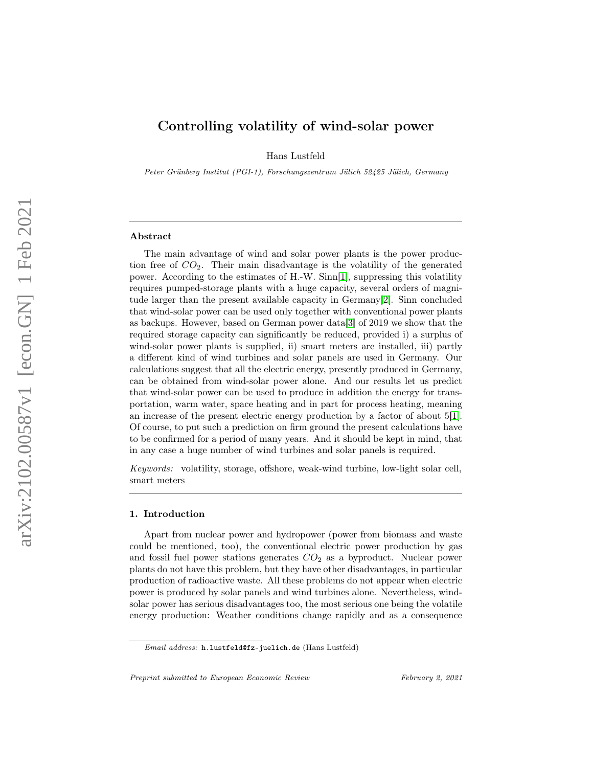# Controlling volatility of wind-solar power

Hans Lustfeld

*Peter Grünberg Institut (PGI-1), Forschungszentrum Jülich 52425 Jülich, Germany*

---

### Abstract

The main advantage of wind and solar power plants is the power production free of $CO_2$. Their main disadvantage is the volatility of the generated power. According to the estimates of H.-W. Sinn[1], suppressing this volatility requires pumped-storage plants with a huge capacity, several orders of magnitude larger than the present available capacity in Germany[2]. Sinn concluded that wind-solar power can be used only together with conventional power plants as backups. However, based on German power data[3] of 2019 we show that the required storage capacity can significantly be reduced, provided i) a surplus of wind-solar power plants is supplied, ii) smart meters are installed, iii) partly a different kind of wind turbines and solar panels are used in Germany. Our calculations suggest that all the electric energy, presently produced in Germany, can be obtained from wind-solar power alone. And our results let us predict that wind-solar power can be used to produce in addition the energy for transportation, warm water, space heating and in part for process heating, meaning an increase of the present electric energy production by a factor of about 5[1]. Of course, to put such a prediction on firm ground the present calculations have to be confirmed for a period of many years. And it should be kept in mind, that in any case a huge number of wind turbines and solar panels is required.

*Keywords:* volatility, storage, offshore, weak-wind turbine, low-light solar cell, smart meters

---

### 1. Introduction

Apart from nuclear power and hydropower (power from biomass and waste could be mentioned, too), the conventional electric power production by gas and fossil fuel power stations generates $CO_2$ as a byproduct. Nuclear power plants do not have this problem, but they have other disadvantages, in particular production of radioactive waste. All these problems do not appear when electric power is produced by solar panels and wind turbines alone. Nevertheless, wind-solar power has serious disadvantages too, the most serious one being the volatile energy production: Weather conditions change rapidly and as a consequence

*Email address:* h.lustfeld@fz-juelich.de (Hans Lustfeld)

*Preprint submitted to European Economic Review* *February 2, 2021*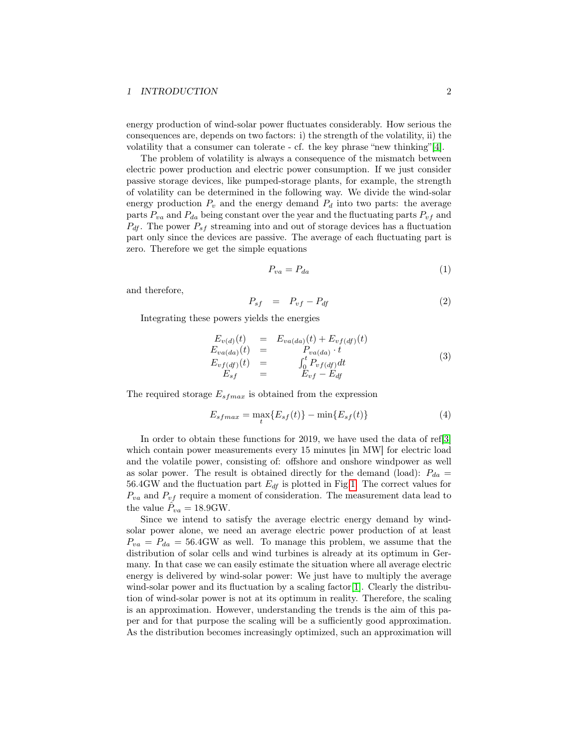energy production of wind-solar power fluctuates considerably. How serious the consequences are, depends on two factors: i) the strength of the volatility, ii) the volatility that a consumer can tolerate - cf. the key phrase "new thinking"[4].

The problem of volatility is always a consequence of the mismatch between electric power production and electric power consumption. If we just consider passive storage devices, like pumped-storage plants, for example, the strength of volatility can be determined in the following way. We divide the wind-solar energy production $P_v$ and the energy demand $P_d$ into two parts: the average parts $P_{va}$ and $P_{da}$ being constant over the year and the fluctuating parts $P_{vf}$ and $P_{df}$. The power $P_{sf}$ streaming into and out of storage devices has a fluctuation part only since the devices are passive. The average of each fluctuating part is zero. Therefore we get the simple equations

$$P_{va} = P_{da} \tag{1}$$

and therefore,

$$P_{sf} \quad = \quad P_{vf} - P_{df} \tag{2}$$

Integrating these powers yields the energies

$$\begin{array}{rcl} E_{v(d)}(t) & = & E_{va(da)}(t) + E_{vf(df)}(t) \\ E_{va(da)}(t) & = & P_{va(da)} \cdot t \\ E_{vf(df)}(t) & = & \int_0^t P_{vf(df)} dt \\ E_{sf} & = & E_{vf} - E_{df} \end{array} \tag{3}$$

The required storage $E_{sfmax}$ is obtained from the expression

$$E_{sfmax} = \max_t\{E_{sf}(t)\} - \min\{E_{sf}(t)\} \tag{4}$$

In order to obtain these functions for 2019, we have used the data of ref[3] which contain power measurements every 15 minutes [in MW] for electric load and the volatile power, consisting of: offshore and onshore windpower as well as solar power. The result is obtained directly for the demand (load): $P_{da} = 56.4$GW and the fluctuation part $E_{df}$ is plotted in Fig 1. The correct values for $P_{va}$ and $P_{vf}$ require a moment of consideration. The measurement data lead to the value $\hat{P}_{va} = 18.9$GW.

Since we intend to satisfy the average electric energy demand by wind-solar power alone, we need an average electric power production of at least $P_{va} = P_{da} = 56.4$GW as well. To manage this problem, we assume that the distribution of solar cells and wind turbines is already at its optimum in Germany. In that case we can easily estimate the situation where all average electric energy is delivered by wind-solar power: We just have to multiply the average wind-solar power and its fluctuation by a scaling factor[1]. Clearly the distribution of wind-solar power is not at its optimum in reality. Therefore, the scaling is an approximation. However, understanding the trends is the aim of this paper and for that purpose the scaling will be a sufficiently good approximation. As the distribution becomes increasingly optimized, such an approximation will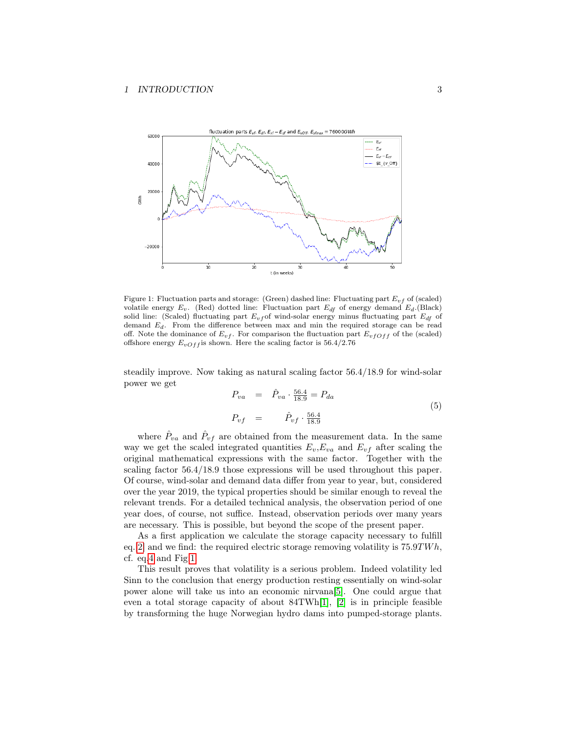Figure 1: Fluctuation parts and storage: (Green) dashed line: Fluctuating part $E_{vf}$ of (scaled) volatile energy $E_v$. (Red) dotted line: Fluctuation part $E_{df}$ of energy demand $E_d$.(Black) solid line: (Scaled) fluctuating part $E_{vf}$of wind-solar energy minus fluctuating part $E_{df}$ of demand $E_d$. From the difference between max and min the required storage can be read off. Note the dominance of $E_{vf}$. For comparison the fluctuation part $E_{vfOff}$ of the (scaled) offshore energy $E_{vOff}$is shown. Here the scaling factor is 56.4/2.76

steadily improve. Now taking as natural scaling factor 56.4/18.9 for wind-solar power we get

$$
\begin{aligned}
P_{va} &= \hat{P}_{va} \cdot \tfrac{56.4}{18.9} = P_{da} \\
P_{vf} &= \hat{P}_{vf} \cdot \tfrac{56.4}{18.9}
\end{aligned}
\tag{5}
$$

where $\hat{P}_{va}$ and $\hat{P}_{vf}$ are obtained from the measurement data. In the same way we get the scaled integrated quantities $E_v$,$E_{va}$ and $E_{vf}$ after scaling the original mathematical expressions with the same factor. Together with the scaling factor 56.4/18.9 those expressions will be used throughout this paper. Of course, wind-solar and demand data differ from year to year, but, considered over the year 2019, the typical properties should be similar enough to reveal the relevant trends. For a detailed technical analysis, the observation period of one year does, of course, not suffice. Instead, observation periods over many years are necessary. This is possible, but beyond the scope of the present paper.

As a first application we calculate the storage capacity necessary to fulfill eq. 2 and we find: the required electric storage removing volatility is $75.9TWh$, cf. eq.4 and Fig 1.

This result proves that volatility is a serious problem. Indeed volatility led Sinn to the conclusion that energy production resting essentially on wind-solar power alone will take us into an economic nirvana[5]. One could argue that even a total storage capacity of about 84TWh[1], [2] is in principle feasible by transforming the huge Norwegian hydro dams into pumped-storage plants.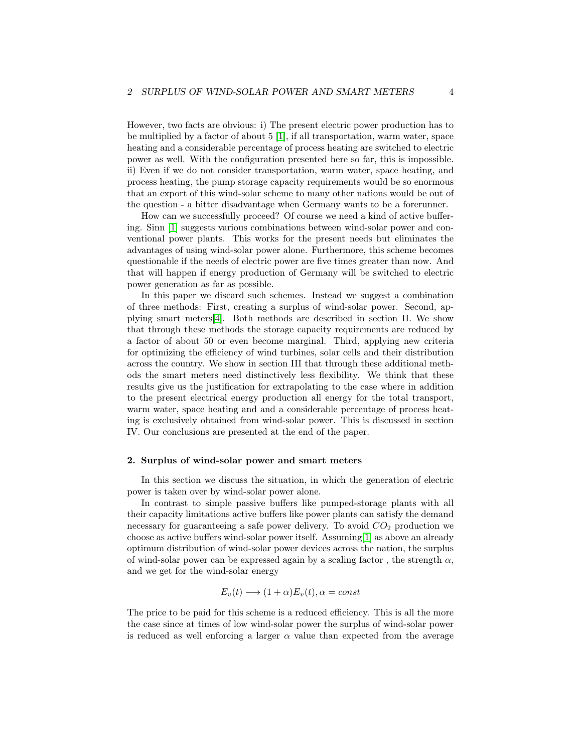However, two facts are obvious: i) The present electric power production has to be multiplied by a factor of about 5 [1], if all transportation, warm water, space heating and a considerable percentage of process heating are switched to electric power as well. With the configuration presented here so far, this is impossible. ii) Even if we do not consider transportation, warm water, space heating, and process heating, the pump storage capacity requirements would be so enormous that an export of this wind-solar scheme to many other nations would be out of the question - a bitter disadvantage when Germany wants to be a forerunner.

How can we successfully proceed? Of course we need a kind of active buffering. Sinn [1] suggests various combinations between wind-solar power and conventional power plants. This works for the present needs but eliminates the advantages of using wind-solar power alone. Furthermore, this scheme becomes questionable if the needs of electric power are five times greater than now. And that will happen if energy production of Germany will be switched to electric power generation as far as possible.

In this paper we discard such schemes. Instead we suggest a combination of three methods: First, creating a surplus of wind-solar power. Second, applying smart meters[4]. Both methods are described in section II. We show that through these methods the storage capacity requirements are reduced by a factor of about 50 or even become marginal. Third, applying new criteria for optimizing the efficiency of wind turbines, solar cells and their distribution across the country. We show in section III that through these additional methods the smart meters need distinctively less flexibility. We think that these results give us the justification for extrapolating to the case where in addition to the present electrical energy production all energy for the total transport, warm water, space heating and and a considerable percentage of process heating is exclusively obtained from wind-solar power. This is discussed in section IV. Our conclusions are presented at the end of the paper.

## 2. Surplus of wind-solar power and smart meters

In this section we discuss the situation, in which the generation of electric power is taken over by wind-solar power alone.

In contrast to simple passive buffers like pumped-storage plants with all their capacity limitations active buffers like power plants can satisfy the demand necessary for guaranteeing a safe power delivery. To avoid $CO_2$ production we choose as active buffers wind-solar power itself. Assuming[1] as above an already optimum distribution of wind-solar power devices across the nation, the surplus of wind-solar power can be expressed again by a scaling factor , the strength $\alpha$, and we get for the wind-solar energy

$$E_v(t) \longrightarrow (1+\alpha)E_v(t), \alpha = const$$

The price to be paid for this scheme is a reduced efficiency. This is all the more the case since at times of low wind-solar power the surplus of wind-solar power is reduced as well enforcing a larger $\alpha$ value than expected from the average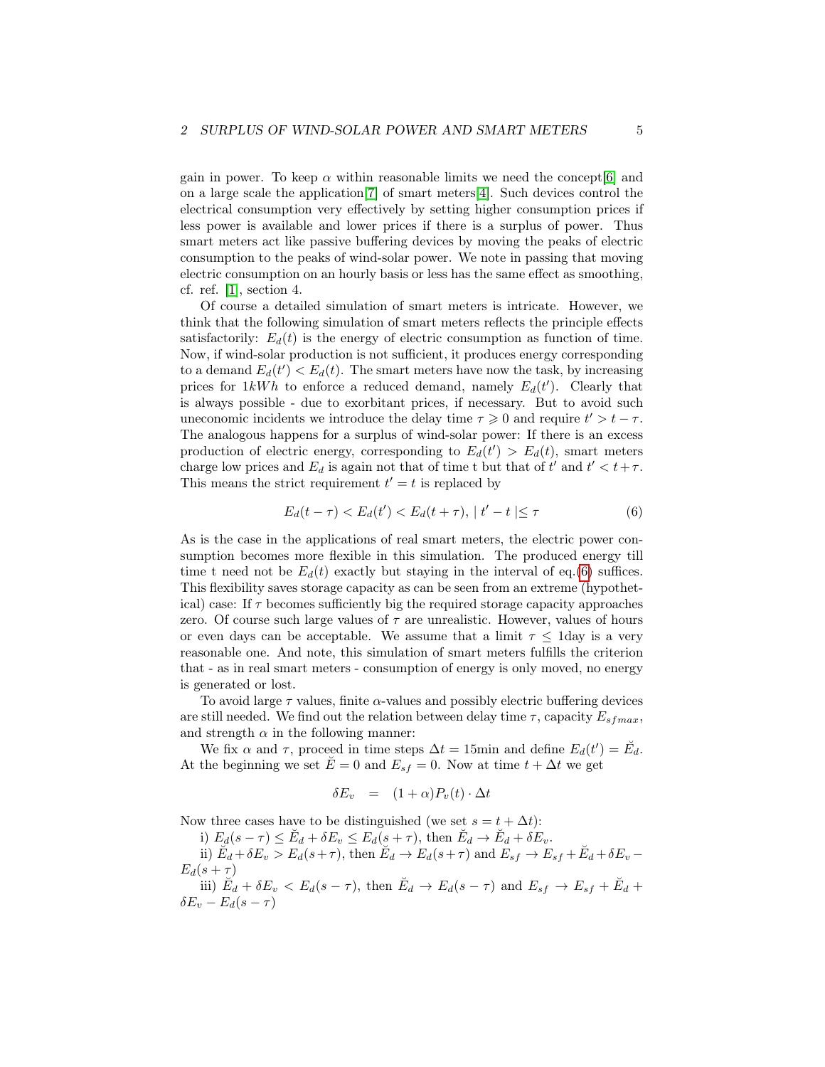gain in power. To keep $\alpha$ within reasonable limits we need the concept[6] and on a large scale the application[7] of smart meters[4]. Such devices control the electrical consumption very effectively by setting higher consumption prices if less power is available and lower prices if there is a surplus of power. Thus smart meters act like passive buffering devices by moving the peaks of electric consumption to the peaks of wind-solar power. We note in passing that moving electric consumption on an hourly basis or less has the same effect as smoothing, cf. ref. [1], section 4.

Of course a detailed simulation of smart meters is intricate. However, we think that the following simulation of smart meters reflects the principle effects satisfactorily: $E_d(t)$ is the energy of electric consumption as function of time. Now, if wind-solar production is not sufficient, it produces energy corresponding to a demand $E_d(t') < E_d(t)$. The smart meters have now the task, by increasing prices for $1kWh$ to enforce a reduced demand, namely $E_d(t')$. Clearly that is always possible - due to exorbitant prices, if necessary. But to avoid such uneconomic incidents we introduce the delay time $\tau \geqslant 0$ and require $t' > t - \tau$. The analogous happens for a surplus of wind-solar power: If there is an excess production of electric energy, corresponding to $E_d(t') > E_d(t)$, smart meters charge low prices and $E_d$ is again not that of time t but that of $t'$ and $t' < t + \tau$. This means the strict requirement $t' = t$ is replaced by

$$E_d(t-\tau) < E_d(t') < E_d(t+\tau), \mid t' - t \mid \leq \tau \tag{6}$$

As is the case in the applications of real smart meters, the electric power consumption becomes more flexible in this simulation. The produced energy till time t need not be $E_d(t)$ exactly but staying in the interval of eq.(6) suffices. This flexibility saves storage capacity as can be seen from an extreme (hypothetical) case: If $\tau$ becomes sufficiently big the required storage capacity approaches zero. Of course such large values of $\tau$ are unrealistic. However, values of hours or even days can be acceptable. We assume that a limit $\tau \leq 1$day is a very reasonable one. And note, this simulation of smart meters fulfills the criterion that - as in real smart meters - consumption of energy is only moved, no energy is generated or lost.

To avoid large $\tau$ values, finite $\alpha$-values and possibly electric buffering devices are still needed. We find out the relation between delay time $\tau$, capacity $E_{sfmax}$, and strength $\alpha$ in the following manner:

We fix $\alpha$ and $\tau$, proceed in time steps $\Delta t = 15$min and define $E_d(t') = \breve{E}_d$. At the beginning we set $\breve{E} = 0$ and $E_{sf} = 0$. Now at time $t + \Delta t$ we get

$$\delta E_v \quad = \quad (1+\alpha)P_v(t) \cdot \Delta t$$

Now three cases have to be distinguished (we set $s = t + \Delta t$):

i) $E_d(s-\tau) \leq \breve{E}_d + \delta E_v \leq E_d(s+\tau)$, then $\breve{E}_d \to \breve{E}_d + \delta E_v$.

ii) $\breve{E}_d + \delta E_v > E_d(s+\tau)$, then $\breve{E}_d \to E_d(s+\tau)$ and $E_{sf} \to E_{sf} + \breve{E}_d + \delta E_v - E_d(s+\tau)$

iii) $\breve{E}_d + \delta E_v < E_d(s-\tau)$, then $\breve{E}_d \to E_d(s-\tau)$ and $E_{sf} \to E_{sf} + \breve{E}_d + \delta E_v - E_d(s-\tau)$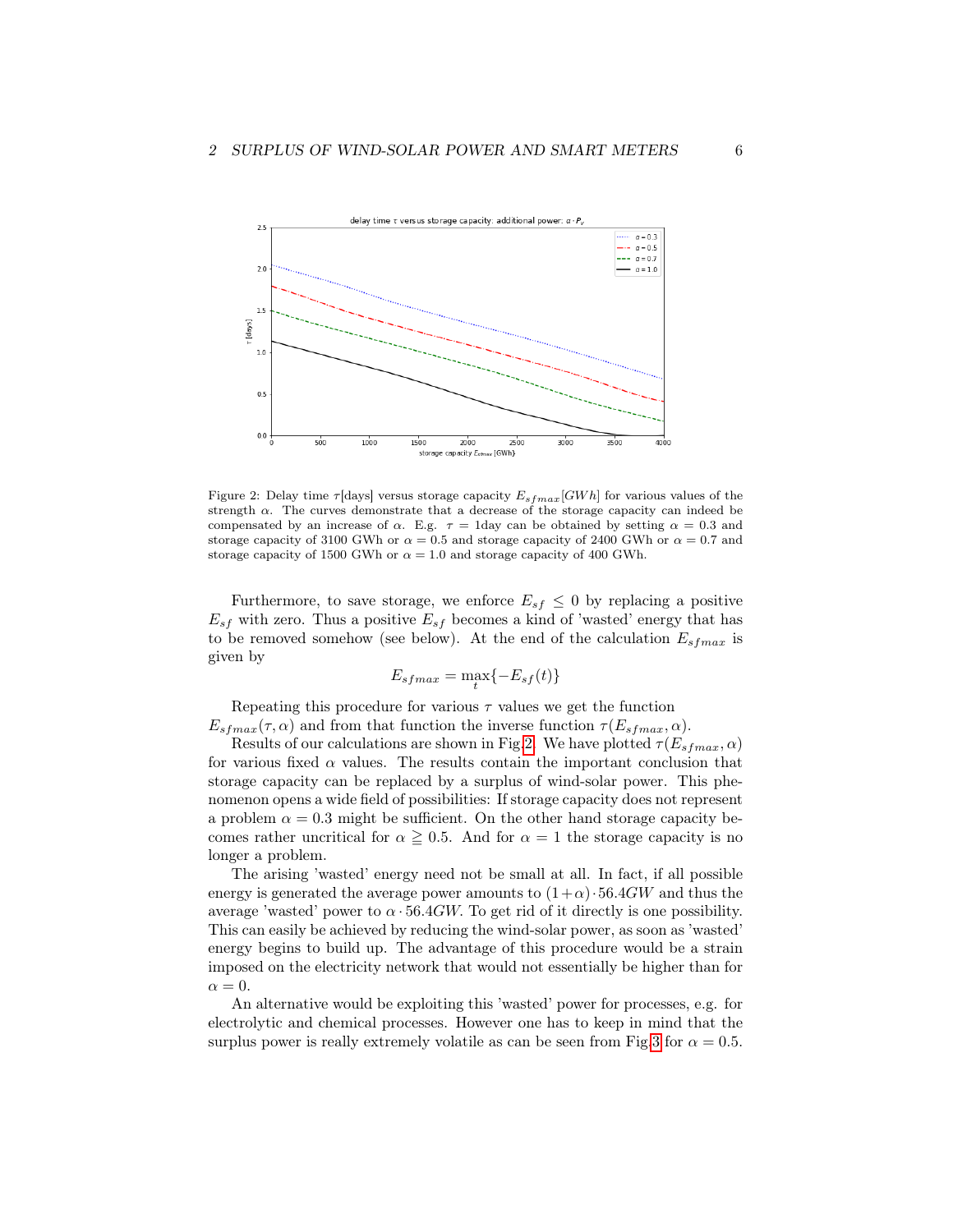Figure 2: Delay time $\tau$[days] versus storage capacity $E_{sfmax}[GWh]$ for various values of the strength $\alpha$. The curves demonstrate that a decrease of the storage capacity can indeed be compensated by an increase of $\alpha$. E.g. $\tau$ = 1day can be obtained by setting $\alpha = 0.3$ and storage capacity of 3100 GWh or $\alpha = 0.5$ and storage capacity of 2400 GWh or $\alpha = 0.7$ and storage capacity of 1500 GWh or $\alpha = 1.0$ and storage capacity of 400 GWh.

Furthermore, to save storage, we enforce $E_{sf} \leq 0$ by replacing a positive $E_{sf}$ with zero. Thus a positive $E_{sf}$ becomes a kind of 'wasted' energy that has to be removed somehow (see below). At the end of the calculation $E_{sfmax}$ is given by

$$E_{sfmax} = \max_t \{-E_{sf}(t)\}$$

Repeating this procedure for various $\tau$ values we get the function $E_{sfmax}(\tau, \alpha)$ and from that function the inverse function $\tau(E_{sfmax}, \alpha)$.

Results of our calculations are shown in Fig.2. We have plotted $\tau(E_{sfmax}, \alpha)$ for various fixed $\alpha$ values. The results contain the important conclusion that storage capacity can be replaced by a surplus of wind-solar power. This phenomenon opens a wide field of possibilities: If storage capacity does not represent a problem $\alpha = 0.3$ might be sufficient. On the other hand storage capacity becomes rather uncritical for $\alpha \geqq 0.5$. And for $\alpha = 1$ the storage capacity is no longer a problem.

The arising 'wasted' energy need not be small at all. In fact, if all possible energy is generated the average power amounts to $(1+\alpha) \cdot 56.4GW$ and thus the average 'wasted' power to $\alpha \cdot 56.4GW$. To get rid of it directly is one possibility. This can easily be achieved by reducing the wind-solar power, as soon as 'wasted' energy begins to build up. The advantage of this procedure would be a strain imposed on the electricity network that would not essentially be higher than for $\alpha = 0$.

An alternative would be exploiting this 'wasted' power for processes, e.g. for electrolytic and chemical processes. However one has to keep in mind that the surplus power is really extremely volatile as can be seen from Fig.3 for $\alpha = 0.5$.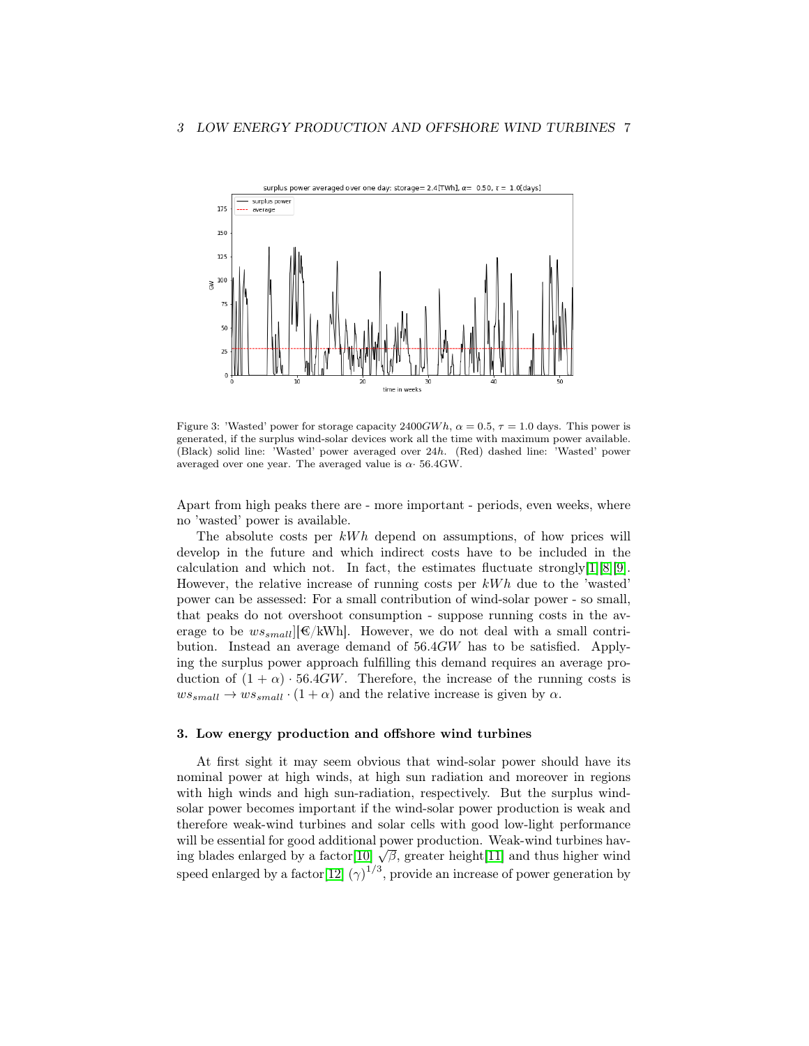Figure 3: 'Wasted' power for storage capacity $2400GWh$, $\alpha = 0.5$, $\tau = 1.0$ days. This power is generated, if the surplus wind-solar devices work all the time with maximum power available. (Black) solid line: 'Wasted' power averaged over $24h$. (Red) dashed line: 'Wasted' power averaged over one year. The averaged value is $\alpha \cdot$ 56.4GW.

Apart from high peaks there are - more important - periods, even weeks, where no 'wasted' power is available.

The absolute costs per $kWh$ depend on assumptions, of how prices will develop in the future and which indirect costs have to be included in the calculation and which not. In fact, the estimates fluctuate strongly[1][8][9]. However, the relative increase of running costs per $kWh$ due to the 'wasted' power can be assessed: For a small contribution of wind-solar power - so small, that peaks do not overshoot consumption - suppose running costs in the average to be $ws_{small}$][€/kWh]. However, we do not deal with a small contribution. Instead an average demand of $56.4GW$ has to be satisfied. Applying the surplus power approach fulfilling this demand requires an average production of $(1 + \alpha) \cdot 56.4GW$. Therefore, the increase of the running costs is $ws_{small} \rightarrow ws_{small} \cdot (1 + \alpha)$ and the relative increase is given by $\alpha$.

## 3. Low energy production and offshore wind turbines

At first sight it may seem obvious that wind-solar power should have its nominal power at high winds, at high sun radiation and moreover in regions with high winds and high sun-radiation, respectively. But the surplus wind-solar power becomes important if the wind-solar power production is weak and therefore weak-wind turbines and solar cells with good low-light performance will be essential for good additional power production. Weak-wind turbines having blades enlarged by a factor[10] $\sqrt{\beta}$, greater height[11] and thus higher wind speed enlarged by a factor[12] $(\gamma)^{1/3}$, provide an increase of power generation by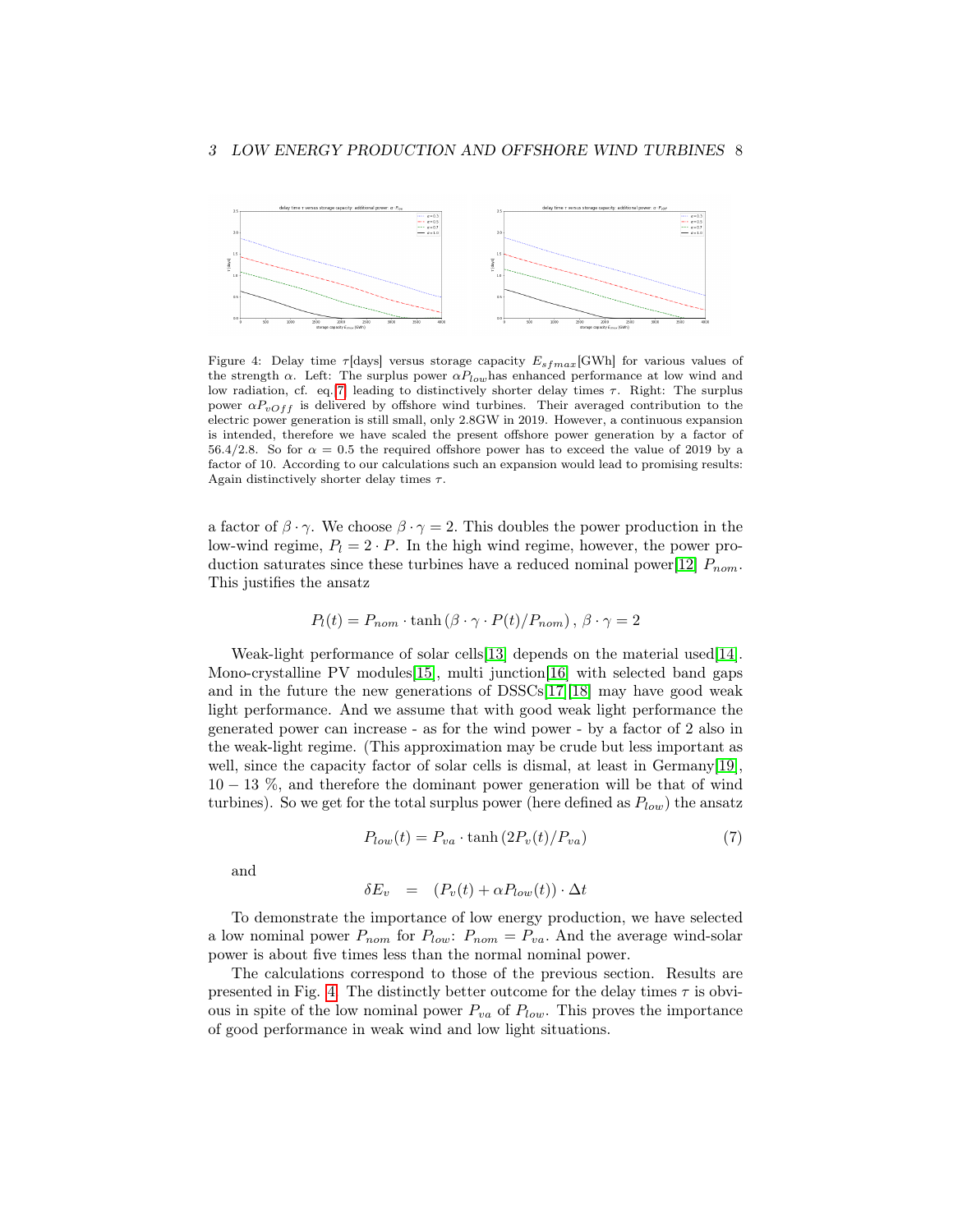Figure 4: Delay time $\tau$[days] versus storage capacity $E_{sfmax}$[GWh] for various values of the strength $\alpha$. Left: The surplus power $\alpha P_{low}$has enhanced performance at low wind and low radiation, cf. eq. 7 leading to distinctively shorter delay times $\tau$. Right: The surplus power $\alpha P_{vOff}$ is delivered by offshore wind turbines. Their averaged contribution to the electric power generation is still small, only 2.8GW in 2019. However, a continuous expansion is intended, therefore we have scaled the present offshore power generation by a factor of 56.4/2.8. So for $\alpha = 0.5$ the required offshore power has to exceed the value of 2019 by a factor of 10. According to our calculations such an expansion would lead to promising results: Again distinctively shorter delay times $\tau$.

a factor of $\beta \cdot \gamma$. We choose $\beta \cdot \gamma = 2$. This doubles the power production in the low-wind regime, $P_l = 2 \cdot P$. In the high wind regime, however, the power production saturates since these turbines have a reduced nominal power[12] $P_{nom}$. This justifies the ansatz

$$P_l(t) = P_{nom} \cdot \tanh\left(\beta \cdot \gamma \cdot P(t)/P_{nom}\right),\ \beta \cdot \gamma = 2$$

Weak-light performance of solar cells[13] depends on the material used[14]. Mono-crystalline PV modules[15], multi junction[16] with selected band gaps and in the future the new generations of DSSCs[17][18] may have good weak light performance. And we assume that with good weak light performance the generated power can increase - as for the wind power - by a factor of 2 also in the weak-light regime. (This approximation may be crude but less important as well, since the capacity factor of solar cells is dismal, at least in Germany[19], $10 - 13$ %, and therefore the dominant power generation will be that of wind turbines). So we get for the total surplus power (here defined as $P_{low}$) the ansatz

$$P_{low}(t) = P_{va} \cdot \tanh\left(2P_v(t)/P_{va}\right) \tag{7}$$

and

$$\delta E_v \quad = \quad (P_v(t) + \alpha P_{low}(t)) \cdot \Delta t$$

To demonstrate the importance of low energy production, we have selected a low nominal power $P_{nom}$ for $P_{low}$: $P_{nom} = P_{va}$. And the average wind-solar power is about five times less than the normal nominal power.

The calculations correspond to those of the previous section. Results are presented in Fig. 4. The distinctly better outcome for the delay times $\tau$ is obvious in spite of the low nominal power $P_{va}$ of $P_{low}$. This proves the importance of good performance in weak wind and low light situations.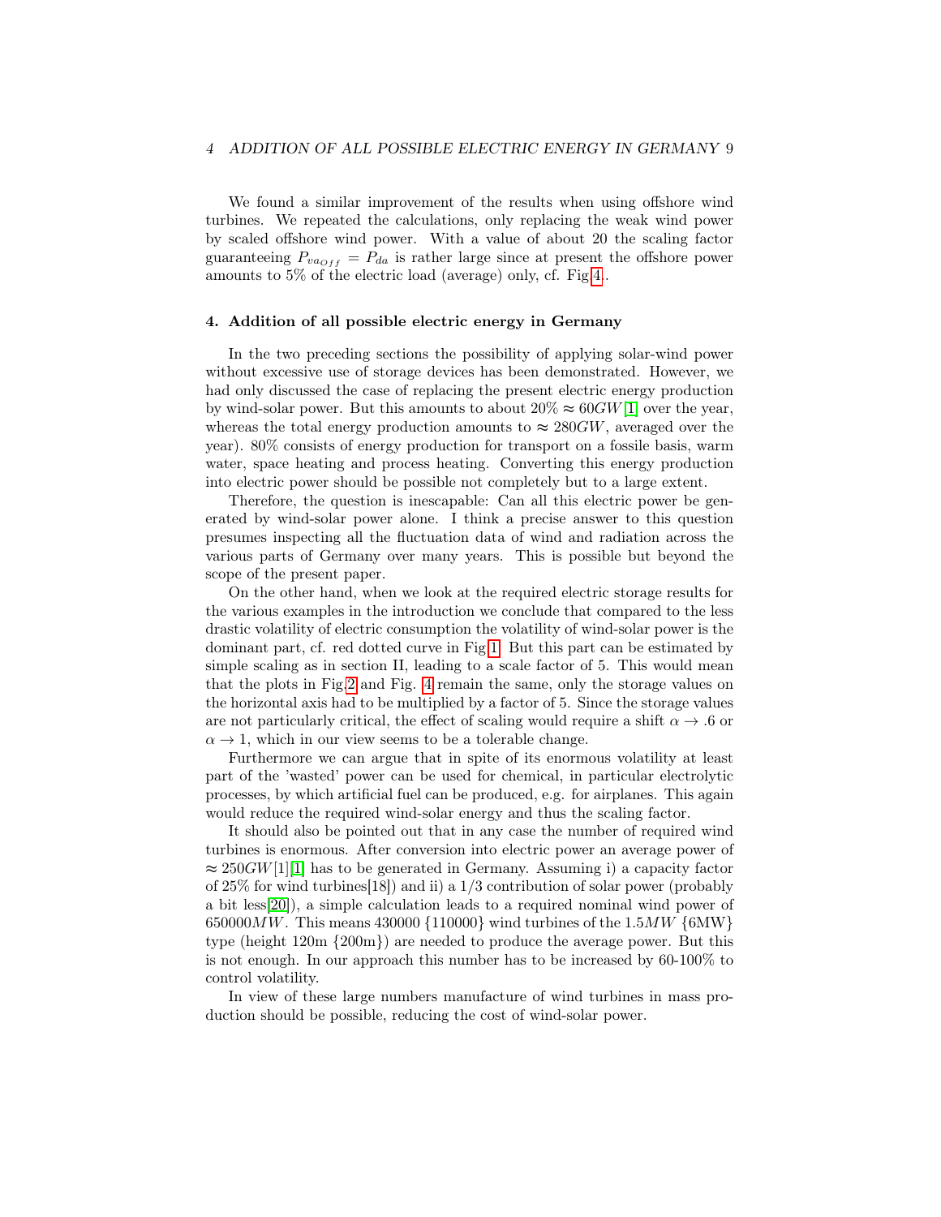We found a similar improvement of the results when using offshore wind turbines. We repeated the calculations, only replacing the weak wind power by scaled offshore wind power. With a value of about 20 the scaling factor guaranteeing $P_{va_{Off}} = P_{da}$ is rather large since at present the offshore power amounts to 5% of the electric load (average) only, cf. Fig.4..

## 4. Addition of all possible electric energy in Germany

In the two preceding sections the possibility of applying solar-wind power without excessive use of storage devices has been demonstrated. However, we had only discussed the case of replacing the present electric energy production by wind-solar power. But this amounts to about $20\% \approx 60GW$[1] over the year, whereas the total energy production amounts to $\approx 280GW$, averaged over the year). 80% consists of energy production for transport on a fossile basis, warm water, space heating and process heating. Converting this energy production into electric power should be possible not completely but to a large extent.

Therefore, the question is inescapable: Can all this electric power be generated by wind-solar power alone. I think a precise answer to this question presumes inspecting all the fluctuation data of wind and radiation across the various parts of Germany over many years. This is possible but beyond the scope of the present paper.

On the other hand, when we look at the required electric storage results for the various examples in the introduction we conclude that compared to the less drastic volatility of electric consumption the volatility of wind-solar power is the dominant part, cf. red dotted curve in Fig.1. But this part can be estimated by simple scaling as in section II, leading to a scale factor of 5. This would mean that the plots in Fig.2 and Fig. 4 remain the same, only the storage values on the horizontal axis had to be multiplied by a factor of 5. Since the storage values are not particularly critical, the effect of scaling would require a shift $\alpha \to .6$ or $\alpha \to 1$, which in our view seems to be a tolerable change.

Furthermore we can argue that in spite of its enormous volatility at least part of the 'wasted' power can be used for chemical, in particular electrolytic processes, by which artificial fuel can be produced, e.g. for airplanes. This again would reduce the required wind-solar energy and thus the scaling factor.

It should also be pointed out that in any case the number of required wind turbines is enormous. After conversion into electric power an average power of $\approx 250GW$[1][1] has to be generated in Germany. Assuming i) a capacity factor of 25% for wind turbines[18]) and ii) a 1/3 contribution of solar power (probably a bit less[20]), a simple calculation leads to a required nominal wind power of $650000MW$. This means 430000 {110000} wind turbines of the $1.5MW$ {6MW} type (height 120m {200m}) are needed to produce the average power. But this is not enough. In our approach this number has to be increased by 60-100% to control volatility.

In view of these large numbers manufacture of wind turbines in mass production should be possible, reducing the cost of wind-solar power.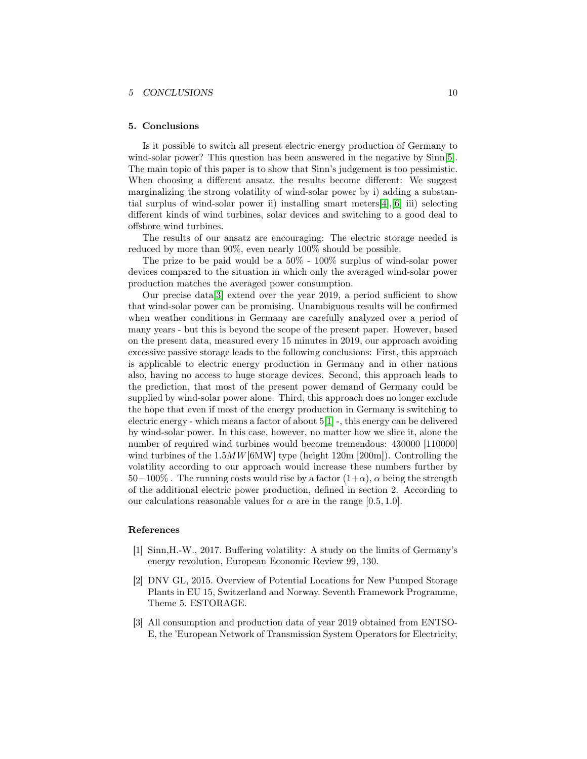## 5. Conclusions

Is it possible to switch all present electric energy production of Germany to wind-solar power? This question has been answered in the negative by Sinn[5]. The main topic of this paper is to show that Sinn's judgement is too pessimistic. When choosing a different ansatz, the results become different: We suggest marginalizing the strong volatility of wind-solar power by i) adding a substantial surplus of wind-solar power ii) installing smart meters[4],[6] iii) selecting different kinds of wind turbines, solar devices and switching to a good deal to offshore wind turbines.

The results of our ansatz are encouraging: The electric storage needed is reduced by more than 90%, even nearly 100% should be possible.

The prize to be paid would be a 50% - 100% surplus of wind-solar power devices compared to the situation in which only the averaged wind-solar power production matches the averaged power consumption.

Our precise data[3] extend over the year 2019, a period sufficient to show that wind-solar power can be promising. Unambiguous results will be confirmed when weather conditions in Germany are carefully analyzed over a period of many years - but this is beyond the scope of the present paper. However, based on the present data, measured every 15 minutes in 2019, our approach avoiding excessive passive storage leads to the following conclusions: First, this approach is applicable to electric energy production in Germany and in other nations also, having no access to huge storage devices. Second, this approach leads to the prediction, that most of the present power demand of Germany could be supplied by wind-solar power alone. Third, this approach does no longer exclude the hope that even if most of the energy production in Germany is switching to electric energy - which means a factor of about 5[1] -, this energy can be delivered by wind-solar power. In this case, however, no matter how we slice it, alone the number of required wind turbines would become tremendous: 430000 [110000] wind turbines of the $1.5MW$[6MW] type (height 120m [200m]). Controlling the volatility according to our approach would increase these numbers further by $50-100\%$ . The running costs would rise by a factor $(1+\alpha)$, $\alpha$ being the strength of the additional electric power production, defined in section 2. According to our calculations reasonable values for $\alpha$ are in the range $[0.5, 1.0]$.

## References

[1] Sinn,H.-W., 2017. Buffering volatility: A study on the limits of Germany's energy revolution, European Economic Review 99, 130.

[2] DNV GL, 2015. Overview of Potential Locations for New Pumped Storage Plants in EU 15, Switzerland and Norway. Seventh Framework Programme, Theme 5. ESTORAGE.

[3] All consumption and production data of year 2019 obtained from ENTSO-E, the 'European Network of Transmission System Operators for Electricity,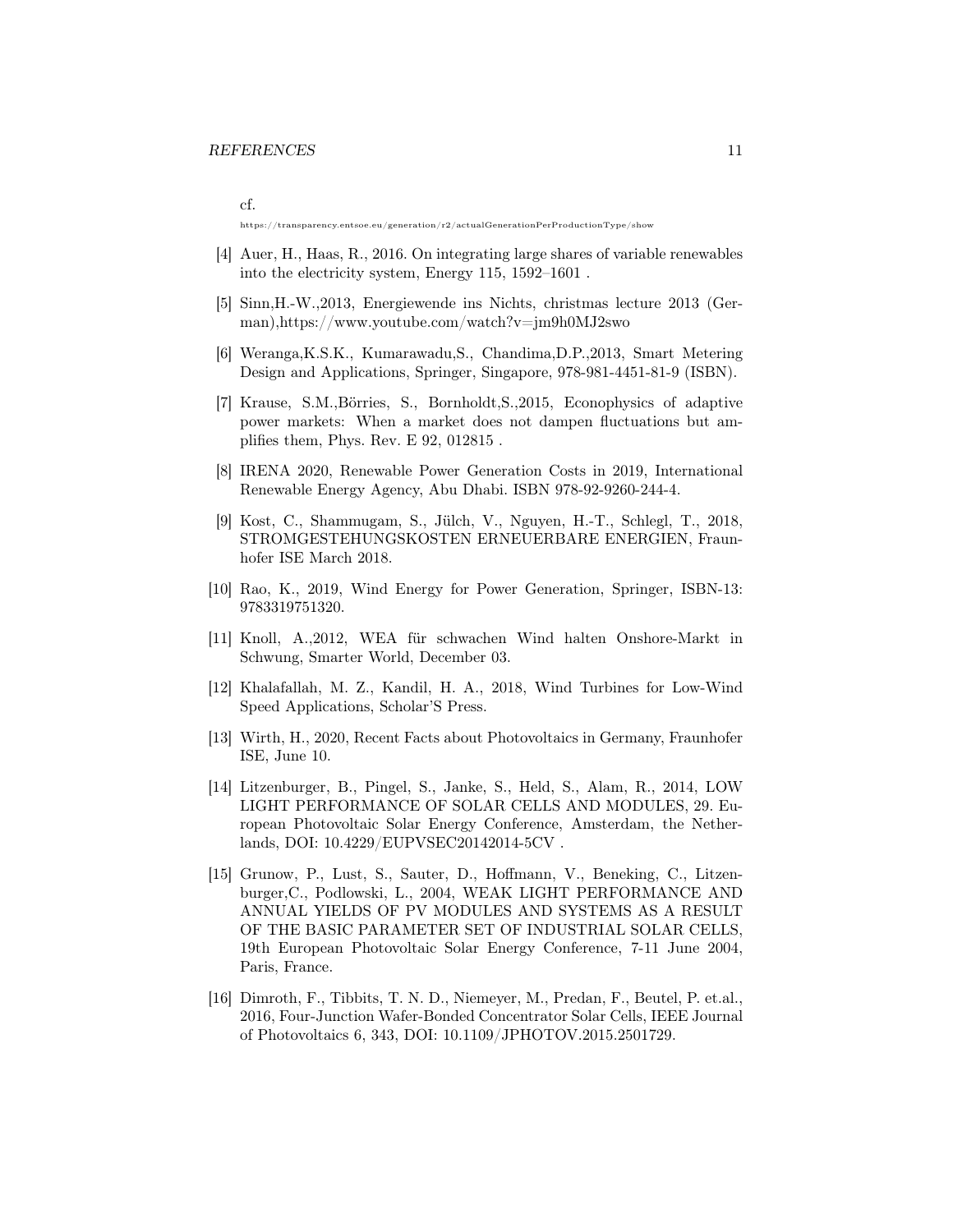cf.
https://transparency.entsoe.eu/generation/r2/actualGenerationPerProductionType/show

[4] Auer, H., Haas, R., 2016. On integrating large shares of variable renewables into the electricity system, Energy 115, 1592–1601 .

[5] Sinn,H.-W.,2013, Energiewende ins Nichts, christmas lecture 2013 (German),https://www.youtube.com/watch?v=jm9h0MJ2swo

[6] Weranga,K.S.K., Kumarawadu,S., Chandima,D.P.,2013, Smart Metering Design and Applications, Springer, Singapore, 978-981-4451-81-9 (ISBN).

[7] Krause, S.M.,Börries, S., Bornholdt,S.,2015, Econophysics of adaptive power markets: When a market does not dampen fluctuations but amplifies them, Phys. Rev. E 92, 012815 .

[8] IRENA 2020, Renewable Power Generation Costs in 2019, International Renewable Energy Agency, Abu Dhabi. ISBN 978-92-9260-244-4.

[9] Kost, C., Shammugam, S., Jülch, V., Nguyen, H.-T., Schlegl, T., 2018, STROMGESTEHUNGSKOSTEN ERNEUERBARE ENERGIEN, Fraunhofer ISE March 2018.

[10] Rao, K., 2019, Wind Energy for Power Generation, Springer, ISBN-13: 9783319751320.

[11] Knoll, A.,2012, WEA für schwachen Wind halten Onshore-Markt in Schwung, Smarter World, December 03.

[12] Khalafallah, M. Z., Kandil, H. A., 2018, Wind Turbines for Low-Wind Speed Applications, Scholar'S Press.

[13] Wirth, H., 2020, Recent Facts about Photovoltaics in Germany, Fraunhofer ISE, June 10.

[14] Litzenburger, B., Pingel, S., Janke, S., Held, S., Alam, R., 2014, LOW LIGHT PERFORMANCE OF SOLAR CELLS AND MODULES, 29. European Photovoltaic Solar Energy Conference, Amsterdam, the Netherlands, DOI: 10.4229/EUPVSEC20142014-5CV .

[15] Grunow, P., Lust, S., Sauter, D., Hoffmann, V., Beneking, C., Litzenburger,C., Podlowski, L., 2004, WEAK LIGHT PERFORMANCE AND ANNUAL YIELDS OF PV MODULES AND SYSTEMS AS A RESULT OF THE BASIC PARAMETER SET OF INDUSTRIAL SOLAR CELLS, 19th European Photovoltaic Solar Energy Conference, 7-11 June 2004, Paris, France.

[16] Dimroth, F., Tibbits, T. N. D., Niemeyer, M., Predan, F., Beutel, P. et.al., 2016, Four-Junction Wafer-Bonded Concentrator Solar Cells, IEEE Journal of Photovoltaics 6, 343, DOI: 10.1109/JPHOTOV.2015.2501729.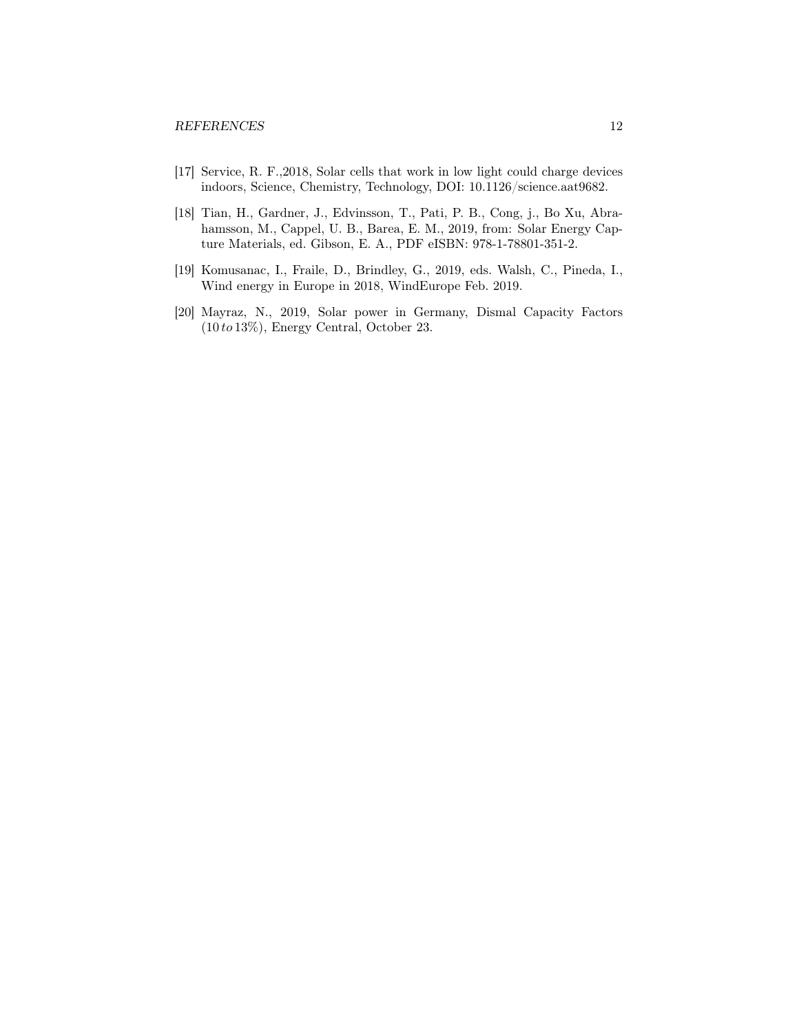[17] Service, R. F.,2018, Solar cells that work in low light could charge devices indoors, Science, Chemistry, Technology, DOI: 10.1126/science.aat9682.

[18] Tian, H., Gardner, J., Edvinsson, T., Pati, P. B., Cong, j., Bo Xu, Abrahamsson, M., Cappel, U. B., Barea, E. M., 2019, from: Solar Energy Capture Materials, ed. Gibson, E. A., PDF eISBN: 978-1-78801-351-2.

[19] Komusanac, I., Fraile, D., Brindley, G., 2019, eds. Walsh, C., Pineda, I., Wind energy in Europe in 2018, WindEurope Feb. 2019.

[20] Mayraz, N., 2019, Solar power in Germany, Dismal Capacity Factors (10 *to* 13%), Energy Central, October 23.